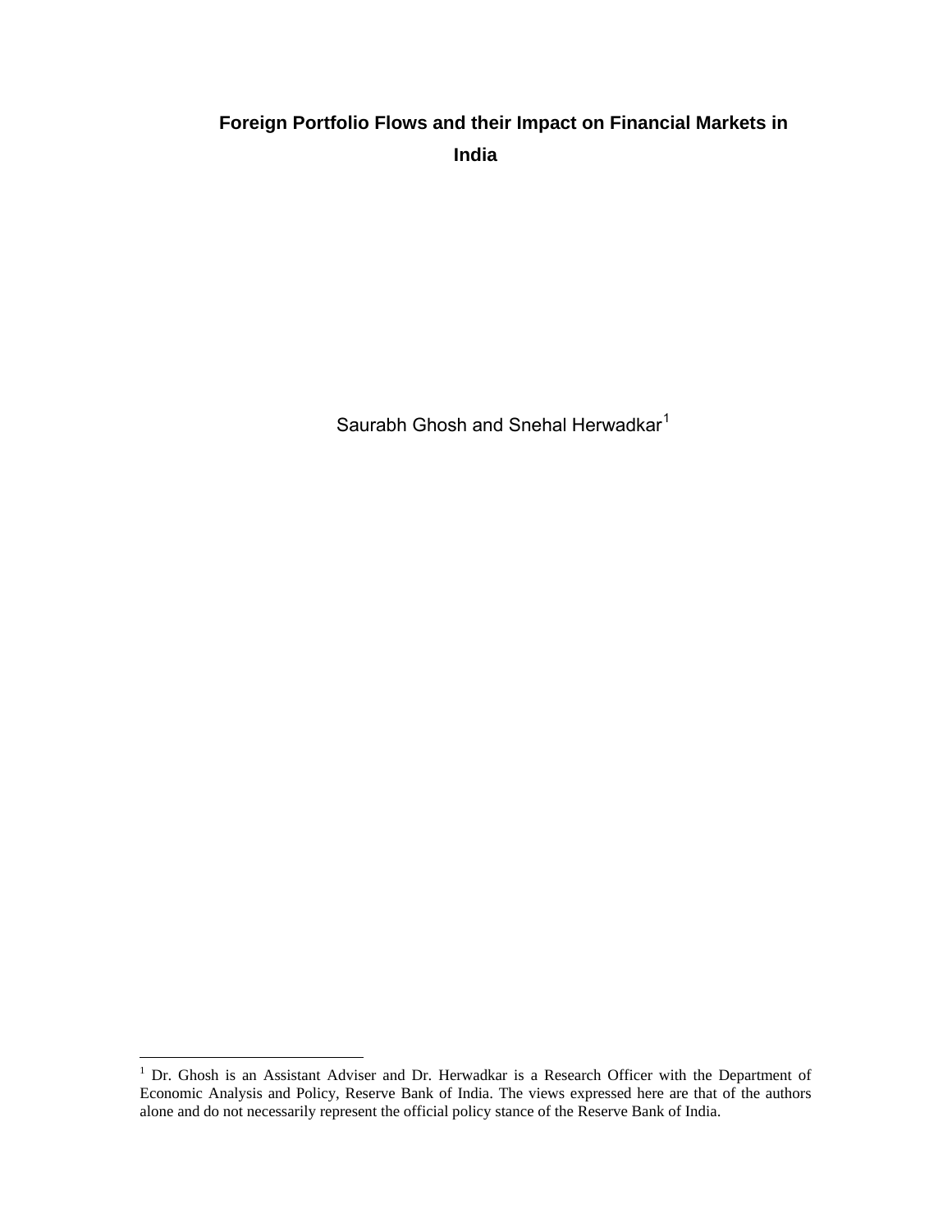# Foreign Portfolio Flows and their Impact on Financial Markets in India

Saurabh Ghosh and Snehal Herwadkar[1]

[1] Dr. Ghosh is an Assistant Adviser and Dr. Herwadkar is a Research Officer with the Department of Economic Analysis and Policy, Reserve Bank of India. The views expressed here are that of the authors alone and do not necessarily represent the official policy stance of the Reserve Bank of India.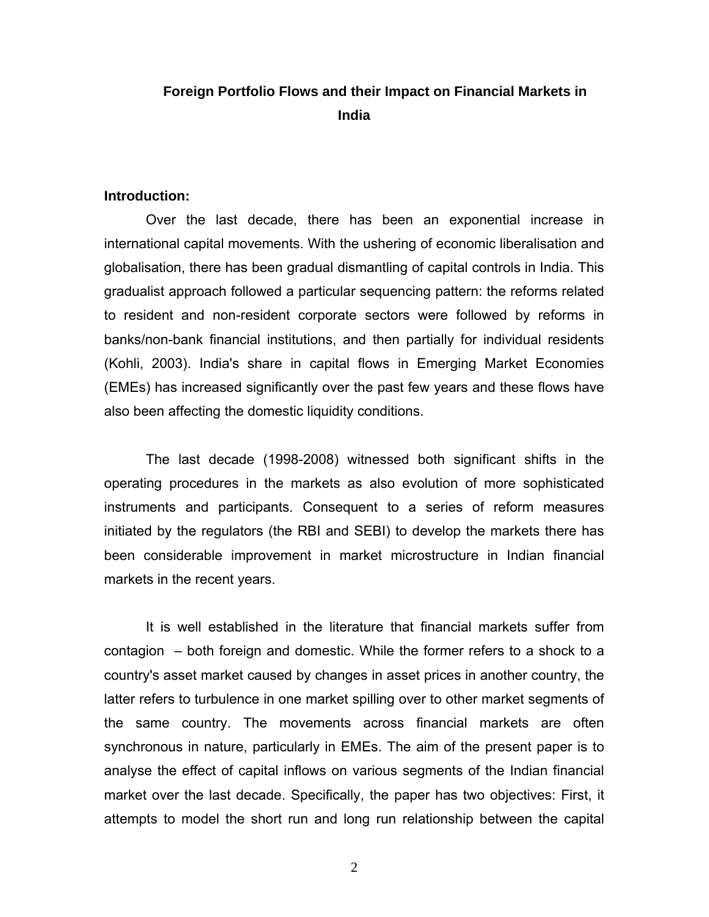# Foreign Portfolio Flows and their Impact on Financial Markets in India

**Introduction:**

Over the last decade, there has been an exponential increase in international capital movements. With the ushering of economic liberalisation and globalisation, there has been gradual dismantling of capital controls in India. This gradualist approach followed a particular sequencing pattern: the reforms related to resident and non-resident corporate sectors were followed by reforms in banks/non-bank financial institutions, and then partially for individual residents (Kohli, 2003). India's share in capital flows in Emerging Market Economies (EMEs) has increased significantly over the past few years and these flows have also been affecting the domestic liquidity conditions.

The last decade (1998-2008) witnessed both significant shifts in the operating procedures in the markets as also evolution of more sophisticated instruments and participants. Consequent to a series of reform measures initiated by the regulators (the RBI and SEBI) to develop the markets there has been considerable improvement in market microstructure in Indian financial markets in the recent years.

It is well established in the literature that financial markets suffer from contagion – both foreign and domestic. While the former refers to a shock to a country's asset market caused by changes in asset prices in another country, the latter refers to turbulence in one market spilling over to other market segments of the same country. The movements across financial markets are often synchronous in nature, particularly in EMEs. The aim of the present paper is to analyse the effect of capital inflows on various segments of the Indian financial market over the last decade. Specifically, the paper has two objectives: First, it attempts to model the short run and long run relationship between the capital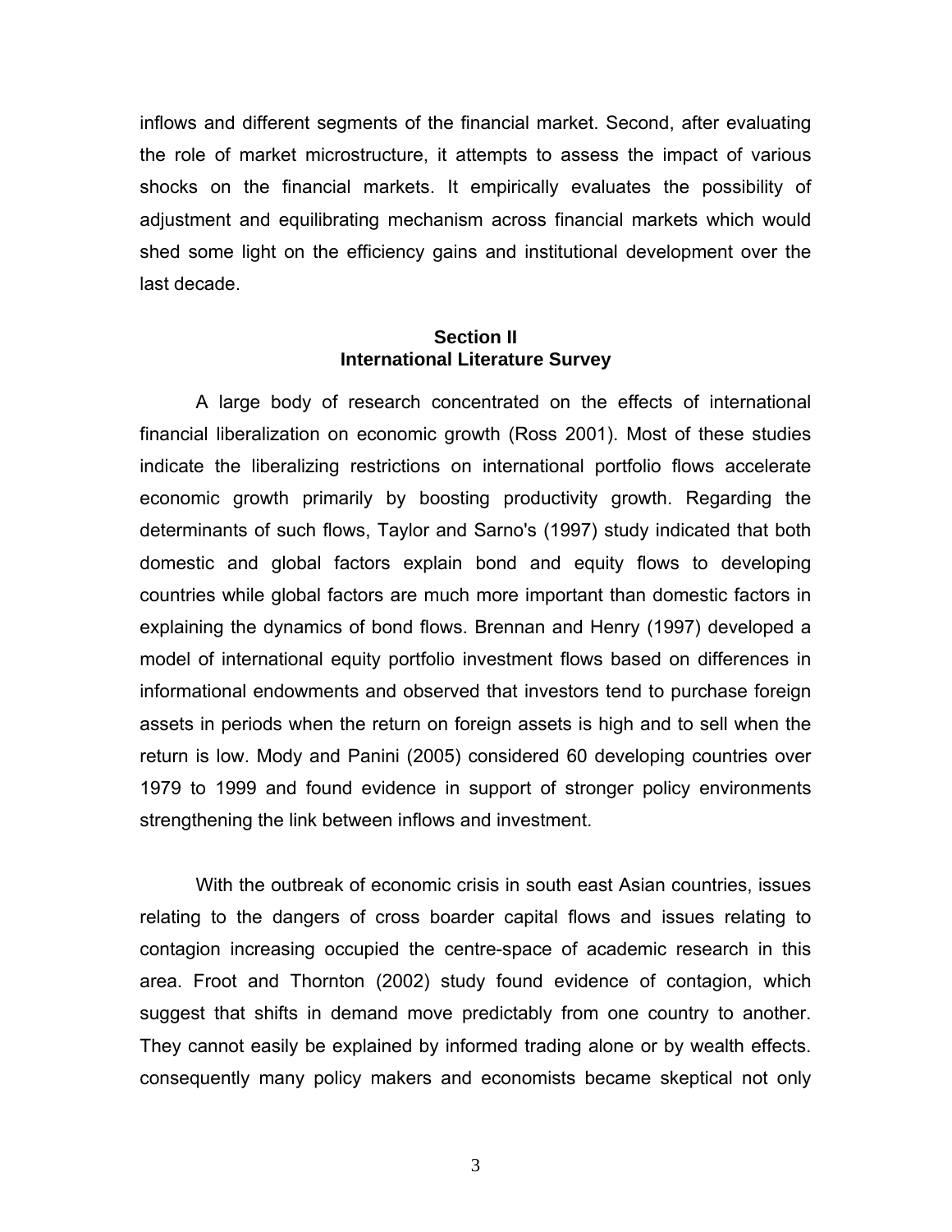inflows and different segments of the financial market. Second, after evaluating the role of market microstructure, it attempts to assess the impact of various shocks on the financial markets. It empirically evaluates the possibility of adjustment and equilibrating mechanism across financial markets which would shed some light on the efficiency gains and institutional development over the last decade.

## Section II
## International Literature Survey

A large body of research concentrated on the effects of international financial liberalization on economic growth (Ross 2001). Most of these studies indicate the liberalizing restrictions on international portfolio flows accelerate economic growth primarily by boosting productivity growth. Regarding the determinants of such flows, Taylor and Sarno's (1997) study indicated that both domestic and global factors explain bond and equity flows to developing countries while global factors are much more important than domestic factors in explaining the dynamics of bond flows. Brennan and Henry (1997) developed a model of international equity portfolio investment flows based on differences in informational endowments and observed that investors tend to purchase foreign assets in periods when the return on foreign assets is high and to sell when the return is low. Mody and Panini (2005) considered 60 developing countries over 1979 to 1999 and found evidence in support of stronger policy environments strengthening the link between inflows and investment.

With the outbreak of economic crisis in south east Asian countries, issues relating to the dangers of cross boarder capital flows and issues relating to contagion increasing occupied the centre-space of academic research in this area. Froot and Thornton (2002) study found evidence of contagion, which suggest that shifts in demand move predictably from one country to another. They cannot easily be explained by informed trading alone or by wealth effects. consequently many policy makers and economists became skeptical not only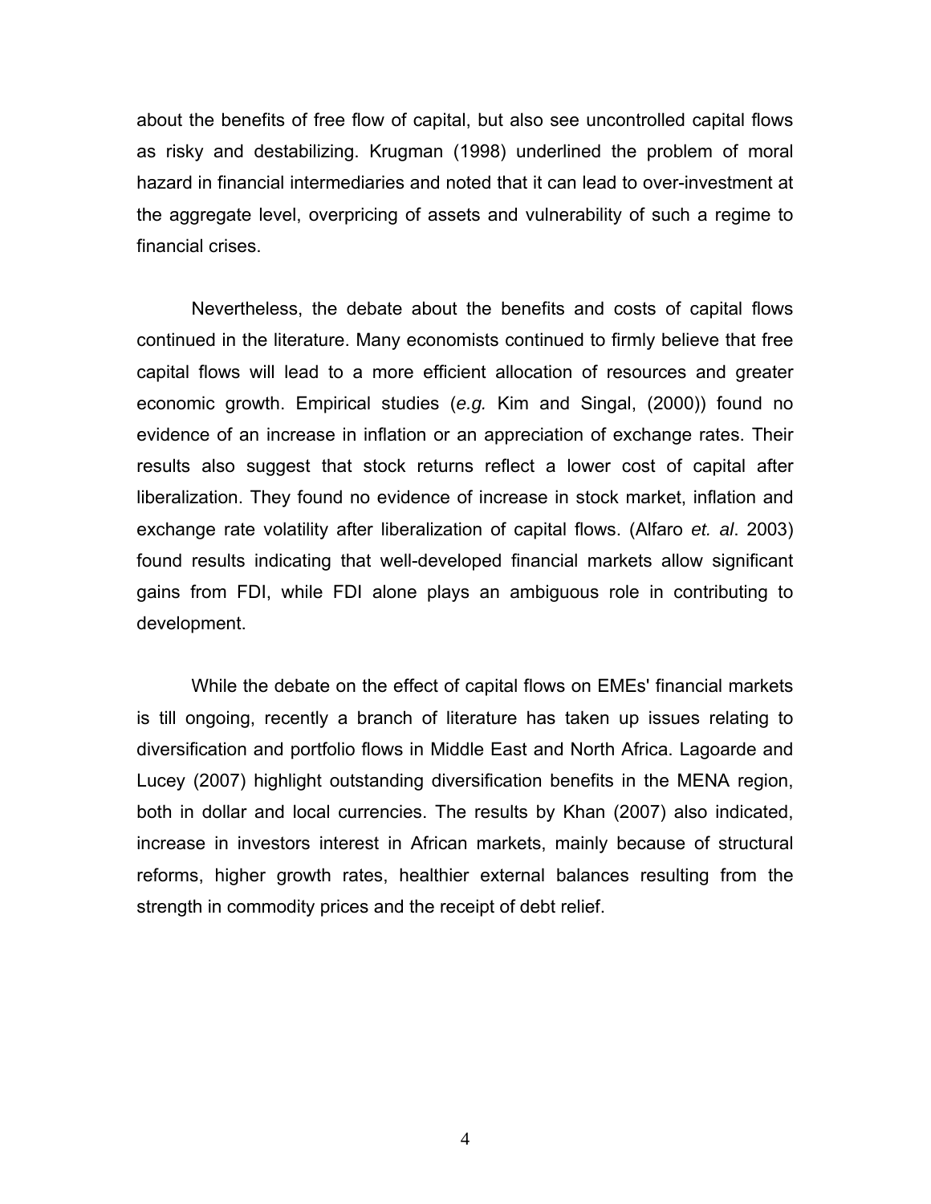about the benefits of free flow of capital, but also see uncontrolled capital flows as risky and destabilizing. Krugman (1998) underlined the problem of moral hazard in financial intermediaries and noted that it can lead to over-investment at the aggregate level, overpricing of assets and vulnerability of such a regime to financial crises.

Nevertheless, the debate about the benefits and costs of capital flows continued in the literature. Many economists continued to firmly believe that free capital flows will lead to a more efficient allocation of resources and greater economic growth. Empirical studies (*e.g.* Kim and Singal, (2000)) found no evidence of an increase in inflation or an appreciation of exchange rates. Their results also suggest that stock returns reflect a lower cost of capital after liberalization. They found no evidence of increase in stock market, inflation and exchange rate volatility after liberalization of capital flows. (Alfaro *et. al*. 2003) found results indicating that well-developed financial markets allow significant gains from FDI, while FDI alone plays an ambiguous role in contributing to development.

While the debate on the effect of capital flows on EMEs' financial markets is till ongoing, recently a branch of literature has taken up issues relating to diversification and portfolio flows in Middle East and North Africa. Lagoarde and Lucey (2007) highlight outstanding diversification benefits in the MENA region, both in dollar and local currencies. The results by Khan (2007) also indicated, increase in investors interest in African markets, mainly because of structural reforms, higher growth rates, healthier external balances resulting from the strength in commodity prices and the receipt of debt relief.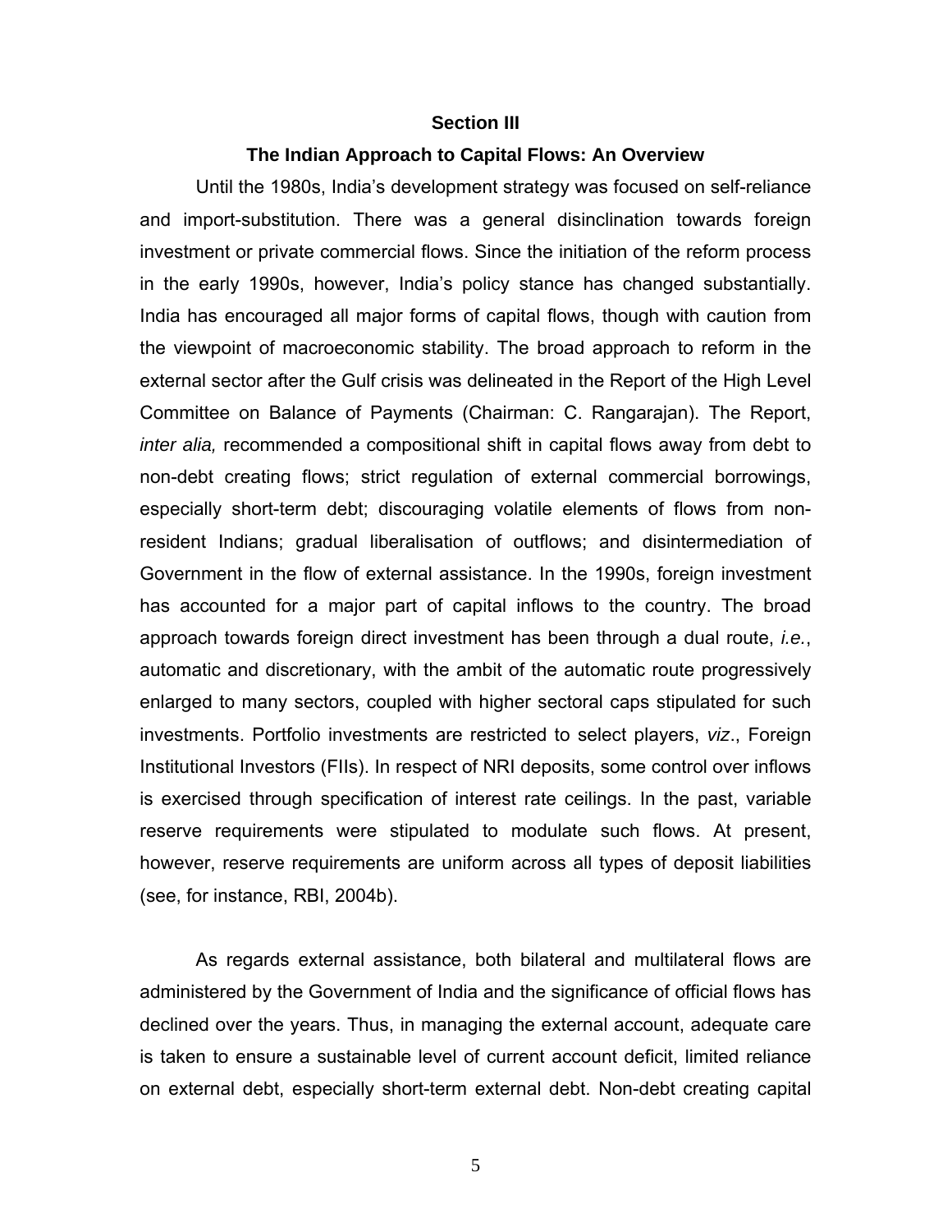## Section III

### The Indian Approach to Capital Flows: An Overview

Until the 1980s, India's development strategy was focused on self-reliance and import-substitution. There was a general disinclination towards foreign investment or private commercial flows. Since the initiation of the reform process in the early 1990s, however, India's policy stance has changed substantially. India has encouraged all major forms of capital flows, though with caution from the viewpoint of macroeconomic stability. The broad approach to reform in the external sector after the Gulf crisis was delineated in the Report of the High Level Committee on Balance of Payments (Chairman: C. Rangarajan). The Report, *inter alia,* recommended a compositional shift in capital flows away from debt to non-debt creating flows; strict regulation of external commercial borrowings, especially short-term debt; discouraging volatile elements of flows from non-resident Indians; gradual liberalisation of outflows; and disintermediation of Government in the flow of external assistance. In the 1990s, foreign investment has accounted for a major part of capital inflows to the country. The broad approach towards foreign direct investment has been through a dual route, *i.e.*, automatic and discretionary, with the ambit of the automatic route progressively enlarged to many sectors, coupled with higher sectoral caps stipulated for such investments. Portfolio investments are restricted to select players, *viz*., Foreign Institutional Investors (FIIs). In respect of NRI deposits, some control over inflows is exercised through specification of interest rate ceilings. In the past, variable reserve requirements were stipulated to modulate such flows. At present, however, reserve requirements are uniform across all types of deposit liabilities (see, for instance, RBI, 2004b).

As regards external assistance, both bilateral and multilateral flows are administered by the Government of India and the significance of official flows has declined over the years. Thus, in managing the external account, adequate care is taken to ensure a sustainable level of current account deficit, limited reliance on external debt, especially short-term external debt. Non-debt creating capital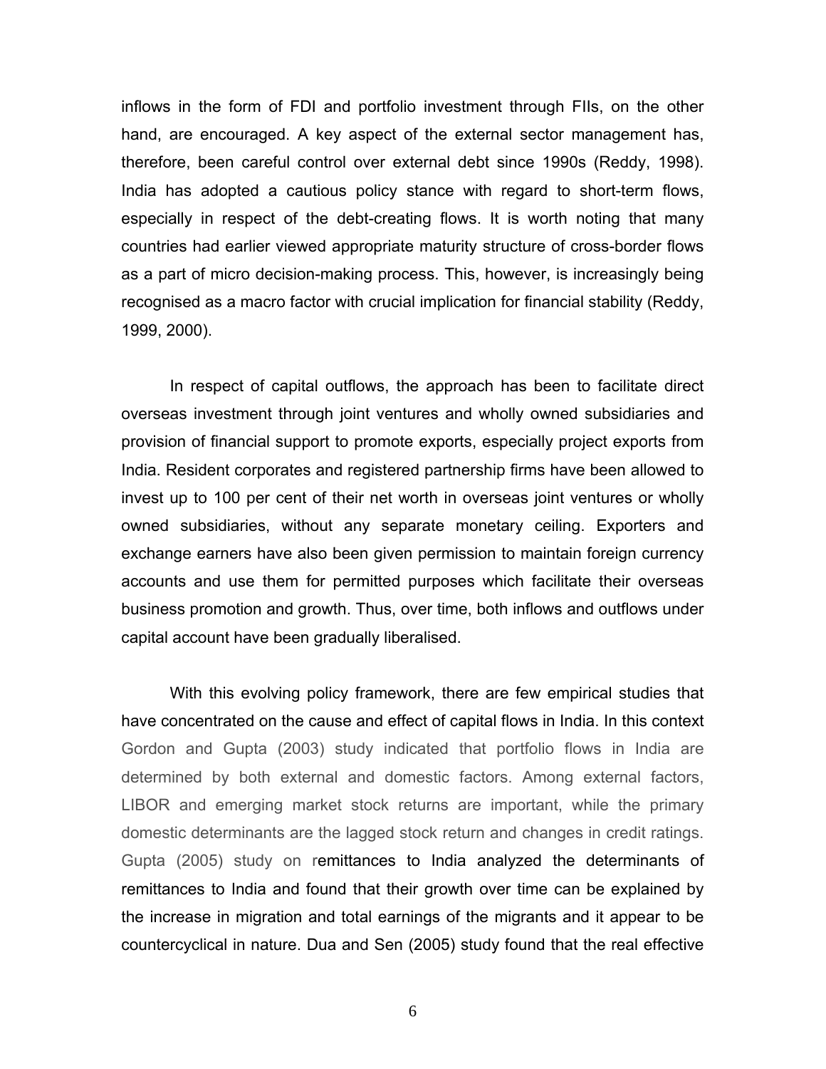inflows in the form of FDI and portfolio investment through FIIs, on the other hand, are encouraged. A key aspect of the external sector management has, therefore, been careful control over external debt since 1990s (Reddy, 1998). India has adopted a cautious policy stance with regard to short-term flows, especially in respect of the debt-creating flows. It is worth noting that many countries had earlier viewed appropriate maturity structure of cross-border flows as a part of micro decision-making process. This, however, is increasingly being recognised as a macro factor with crucial implication for financial stability (Reddy, 1999, 2000).

In respect of capital outflows, the approach has been to facilitate direct overseas investment through joint ventures and wholly owned subsidiaries and provision of financial support to promote exports, especially project exports from India. Resident corporates and registered partnership firms have been allowed to invest up to 100 per cent of their net worth in overseas joint ventures or wholly owned subsidiaries, without any separate monetary ceiling. Exporters and exchange earners have also been given permission to maintain foreign currency accounts and use them for permitted purposes which facilitate their overseas business promotion and growth. Thus, over time, both inflows and outflows under capital account have been gradually liberalised.

With this evolving policy framework, there are few empirical studies that have concentrated on the cause and effect of capital flows in India. In this context Gordon and Gupta (2003) study indicated that portfolio flows in India are determined by both external and domestic factors. Among external factors, LIBOR and emerging market stock returns are important, while the primary domestic determinants are the lagged stock return and changes in credit ratings. Gupta (2005) study on remittances to India analyzed the determinants of remittances to India and found that their growth over time can be explained by the increase in migration and total earnings of the migrants and it appear to be countercyclical in nature. Dua and Sen (2005) study found that the real effective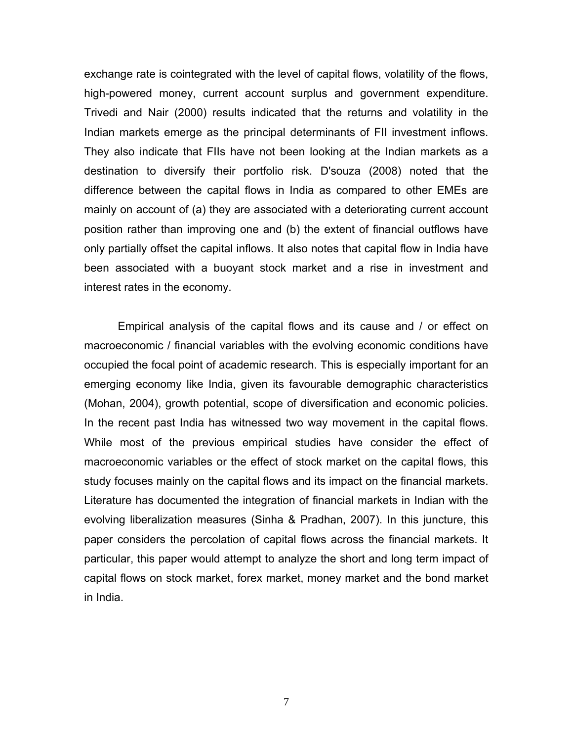exchange rate is cointegrated with the level of capital flows, volatility of the flows, high-powered money, current account surplus and government expenditure. Trivedi and Nair (2000) results indicated that the returns and volatility in the Indian markets emerge as the principal determinants of FII investment inflows. They also indicate that FIIs have not been looking at the Indian markets as a destination to diversify their portfolio risk. D'souza (2008) noted that the difference between the capital flows in India as compared to other EMEs are mainly on account of (a) they are associated with a deteriorating current account position rather than improving one and (b) the extent of financial outflows have only partially offset the capital inflows. It also notes that capital flow in India have been associated with a buoyant stock market and a rise in investment and interest rates in the economy.

Empirical analysis of the capital flows and its cause and / or effect on macroeconomic / financial variables with the evolving economic conditions have occupied the focal point of academic research. This is especially important for an emerging economy like India, given its favourable demographic characteristics (Mohan, 2004), growth potential, scope of diversification and economic policies. In the recent past India has witnessed two way movement in the capital flows. While most of the previous empirical studies have consider the effect of macroeconomic variables or the effect of stock market on the capital flows, this study focuses mainly on the capital flows and its impact on the financial markets. Literature has documented the integration of financial markets in Indian with the evolving liberalization measures (Sinha & Pradhan, 2007). In this juncture, this paper considers the percolation of capital flows across the financial markets. It particular, this paper would attempt to analyze the short and long term impact of capital flows on stock market, forex market, money market and the bond market in India.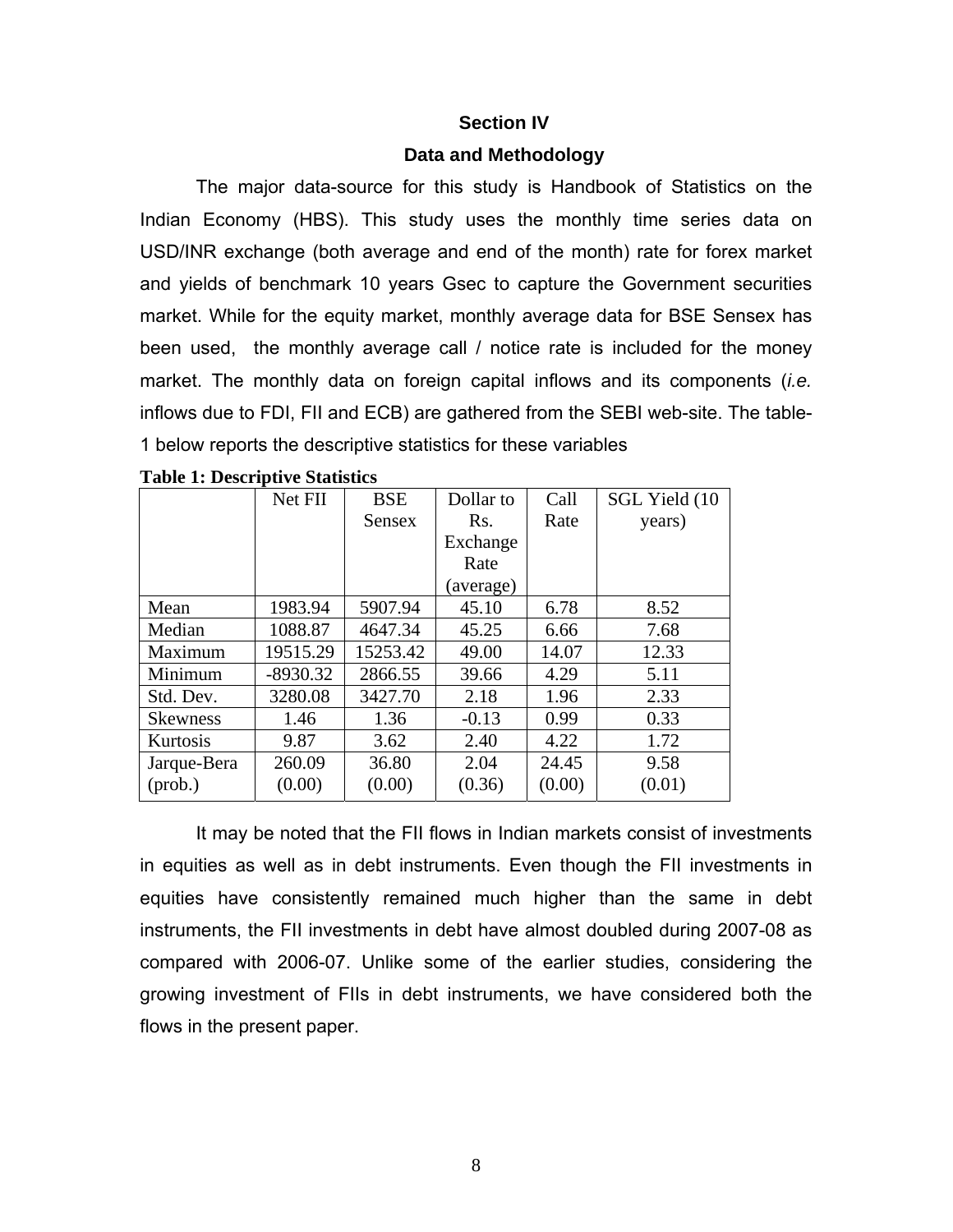## Section IV

## Data and Methodology

The major data-source for this study is Handbook of Statistics on the Indian Economy (HBS). This study uses the monthly time series data on USD/INR exchange (both average and end of the month) rate for forex market and yields of benchmark 10 years Gsec to capture the Government securities market. While for the equity market, monthly average data for BSE Sensex has been used, the monthly average call / notice rate is included for the money market. The monthly data on foreign capital inflows and its components (*i.e.* inflows due to FDI, FII and ECB) are gathered from the SEBI web-site. The table-1 below reports the descriptive statistics for these variables

**Table 1: Descriptive Statistics**

| | Net FII | BSE Sensex | Dollar to Rs. Exchange Rate (average) | Call Rate | SGL Yield (10 years) |
|---|---|---|---|---|---|
| Mean | 1983.94 | 5907.94 | 45.10 | 6.78 | 8.52 |
| Median | 1088.87 | 4647.34 | 45.25 | 6.66 | 7.68 |
| Maximum | 19515.29 | 15253.42 | 49.00 | 14.07 | 12.33 |
| Minimum | -8930.32 | 2866.55 | 39.66 | 4.29 | 5.11 |
| Std. Dev. | 3280.08 | 3427.70 | 2.18 | 1.96 | 2.33 |
| Skewness | 1.46 | 1.36 | -0.13 | 0.99 | 0.33 |
| Kurtosis | 9.87 | 3.62 | 2.40 | 4.22 | 1.72 |
| Jarque-Bera (prob.) | 260.09 (0.00) | 36.80 (0.00) | 2.04 (0.36) | 24.45 (0.00) | 9.58 (0.01) |

It may be noted that the FII flows in Indian markets consist of investments in equities as well as in debt instruments. Even though the FII investments in equities have consistently remained much higher than the same in debt instruments, the FII investments in debt have almost doubled during 2007-08 as compared with 2006-07. Unlike some of the earlier studies, considering the growing investment of FIIs in debt instruments, we have considered both the flows in the present paper.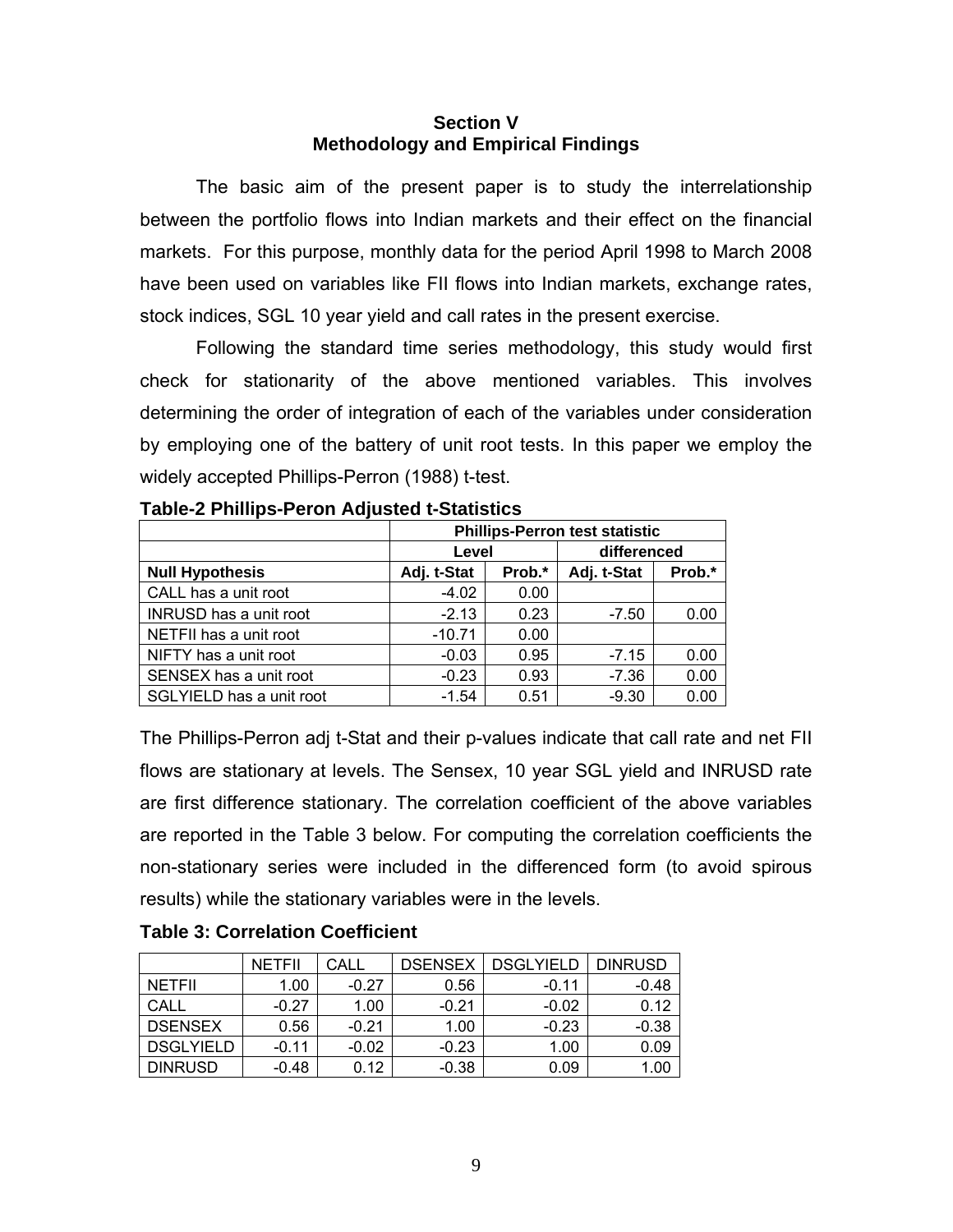## Section V
## Methodology and Empirical Findings

The basic aim of the present paper is to study the interrelationship between the portfolio flows into Indian markets and their effect on the financial markets. For this purpose, monthly data for the period April 1998 to March 2008 have been used on variables like FII flows into Indian markets, exchange rates, stock indices, SGL 10 year yield and call rates in the present exercise.

Following the standard time series methodology, this study would first check for stationarity of the above mentioned variables. This involves determining the order of integration of each of the variables under consideration by employing one of the battery of unit root tests. In this paper we employ the widely accepted Phillips-Perron (1988) t-test.

**Table-2 Phillips-Peron Adjusted t-Statistics**

| | Phillips-Perron test statistic | | | |
|---|---|---|---|---|
| | Level | | differenced | |
| **Null Hypothesis** | **Adj. t-Stat** | **Prob.*** | **Adj. t-Stat** | **Prob.*** |
| CALL has a unit root | -4.02 | 0.00 | | |
| INRUSD has a unit root | -2.13 | 0.23 | -7.50 | 0.00 |
| NETFII has a unit root | -10.71 | 0.00 | | |
| NIFTY has a unit root | -0.03 | 0.95 | -7.15 | 0.00 |
| SENSEX has a unit root | -0.23 | 0.93 | -7.36 | 0.00 |
| SGLYIELD has a unit root | -1.54 | 0.51 | -9.30 | 0.00 |

The Phillips-Perron adj t-Stat and their p-values indicate that call rate and net FII flows are stationary at levels. The Sensex, 10 year SGL yield and INRUSD rate are first difference stationary. The correlation coefficient of the above variables are reported in the Table 3 below. For computing the correlation coefficients the non-stationary series were included in the differenced form (to avoid spirous results) while the stationary variables were in the levels.

**Table 3: Correlation Coefficient**

| | NETFII | CALL | DSENSEX | DSGLYIELD | DINRUSD |
|---|---|---|---|---|---|
| NETFII | 1.00 | -0.27 | 0.56 | -0.11 | -0.48 |
| CALL | -0.27 | 1.00 | -0.21 | -0.02 | 0.12 |
| DSENSEX | 0.56 | -0.21 | 1.00 | -0.23 | -0.38 |
| DSGLYIELD | -0.11 | -0.02 | -0.23 | 1.00 | 0.09 |
| DINRUSD | -0.48 | 0.12 | -0.38 | 0.09 | 1.00 |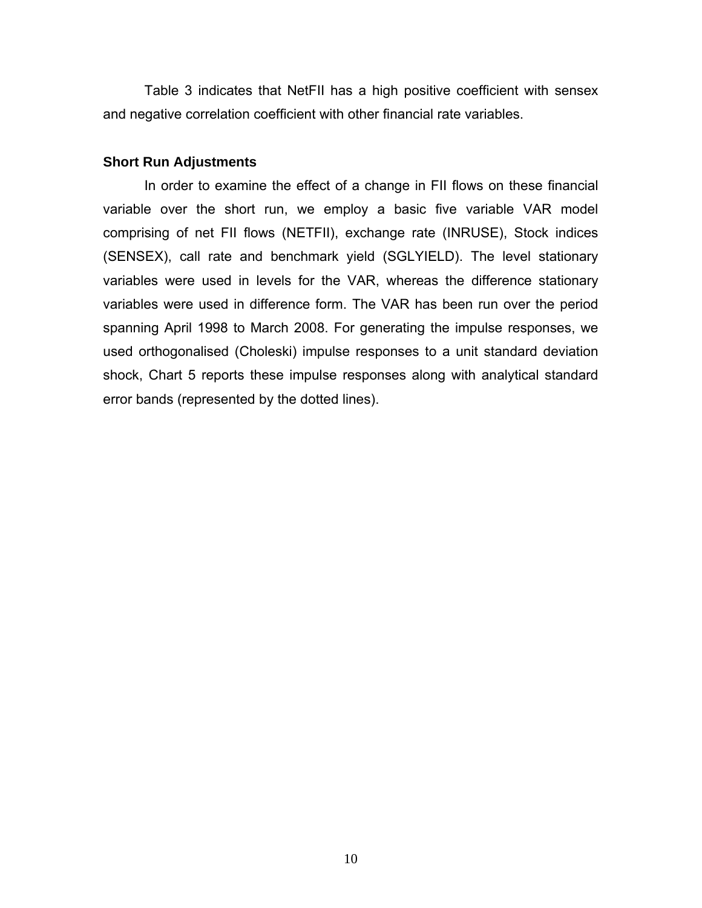Table 3 indicates that NetFII has a high positive coefficient with sensex and negative correlation coefficient with other financial rate variables.

**Short Run Adjustments**

In order to examine the effect of a change in FII flows on these financial variable over the short run, we employ a basic five variable VAR model comprising of net FII flows (NETFII), exchange rate (INRUSE), Stock indices (SENSEX), call rate and benchmark yield (SGLYIELD). The level stationary variables were used in levels for the VAR, whereas the difference stationary variables were used in difference form. The VAR has been run over the period spanning April 1998 to March 2008. For generating the impulse responses, we used orthogonalised (Choleski) impulse responses to a unit standard deviation shock, Chart 5 reports these impulse responses along with analytical standard error bands (represented by the dotted lines).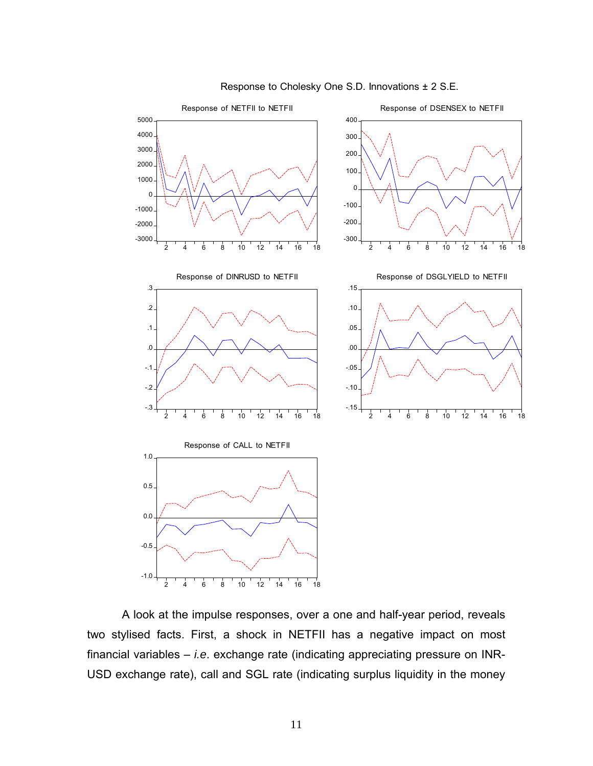Response to Cholesky One S.D. Innovations ± 2 S.E.

A look at the impulse responses, over a one and half-year period, reveals two stylised facts. First, a shock in NETFII has a negative impact on most financial variables – *i.e.* exchange rate (indicating appreciating pressure on INR-USD exchange rate), call and SGL rate (indicating surplus liquidity in the money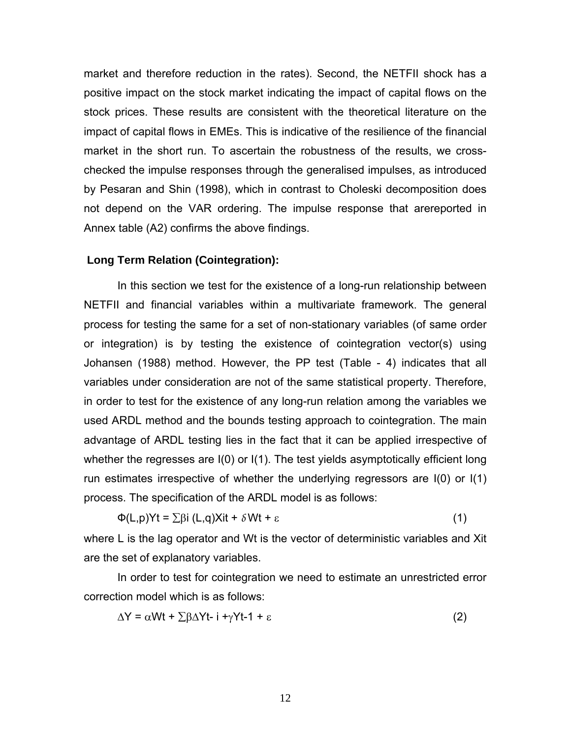market and therefore reduction in the rates). Second, the NETFII shock has a positive impact on the stock market indicating the impact of capital flows on the stock prices. These results are consistent with the theoretical literature on the impact of capital flows in EMEs. This is indicative of the resilience of the financial market in the short run. To ascertain the robustness of the results, we cross-checked the impulse responses through the generalised impulses, as introduced by Pesaran and Shin (1998), which in contrast to Choleski decomposition does not depend on the VAR ordering. The impulse response that arereported in Annex table (A2) confirms the above findings.

**Long Term Relation (Cointegration):**

In this section we test for the existence of a long-run relationship between NETFII and financial variables within a multivariate framework. The general process for testing the same for a set of non-stationary variables (of same order or integration) is by testing the existence of cointegration vector(s) using Johansen (1988) method. However, the PP test (Table - 4) indicates that all variables under consideration are not of the same statistical property. Therefore, in order to test for the existence of any long-run relation among the variables we used ARDL method and the bounds testing approach to cointegration. The main advantage of ARDL testing lies in the fact that it can be applied irrespective of whether the regresses are I(0) or I(1). The test yields asymptotically efficient long run estimates irrespective of whether the underlying regressors are I(0) or I(1) process. The specification of the ARDL model is as follows:

$$\Phi(L,p)Y_t = \sum \beta_i (L,q)X_{it} + \delta W_t + \varepsilon \quad (1)$$

where L is the lag operator and $W_t$ is the vector of deterministic variables and $X_{it}$ are the set of explanatory variables.

In order to test for cointegration we need to estimate an unrestricted error correction model which is as follows:

$$\Delta Y = \alpha W_t + \sum \beta \Delta Y_{t-i} + \gamma Y_{t-1} + \varepsilon \quad (2)$$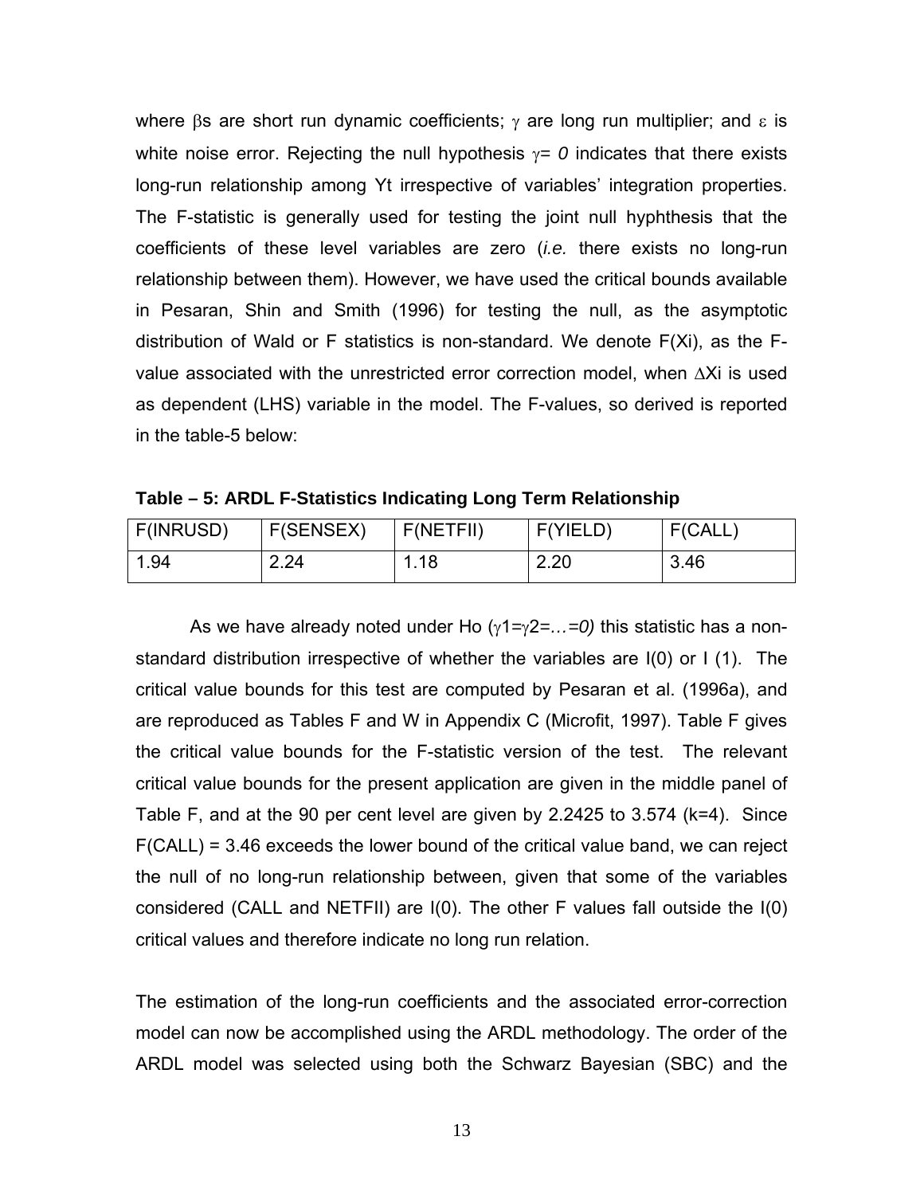where βs are short run dynamic coefficients; $\gamma$ are long run multiplier; and $\varepsilon$ is white noise error. Rejecting the null hypothesis $\gamma = 0$ indicates that there exists long-run relationship among Yt irrespective of variables' integration properties. The F-statistic is generally used for testing the joint null hyphthesis that the coefficients of these level variables are zero (*i.e.* there exists no long-run relationship between them). However, we have used the critical bounds available in Pesaran, Shin and Smith (1996) for testing the null, as the asymptotic distribution of Wald or F statistics is non-standard. We denote F(Xi), as the F-value associated with the unrestricted error correction model, when $\Delta$Xi is used as dependent (LHS) variable in the model. The F-values, so derived is reported in the table-5 below:

**Table – 5: ARDL F-Statistics Indicating Long Term Relationship**

| F(INRUSD) | F(SENSEX) | F(NETFII) | F(YIELD) | F(CALL) |
|---|---|---|---|---|
| 1.94 | 2.24 | 1.18 | 2.20 | 3.46 |

As we have already noted under Ho ($\gamma 1=\gamma 2=\ldots=0$) this statistic has a non-standard distribution irrespective of whether the variables are I(0) or I (1). The critical value bounds for this test are computed by Pesaran et al. (1996a), and are reproduced as Tables F and W in Appendix C (Microfit, 1997). Table F gives the critical value bounds for the F-statistic version of the test. The relevant critical value bounds for the present application are given in the middle panel of Table F, and at the 90 per cent level are given by 2.2425 to 3.574 (k=4). Since F(CALL) = 3.46 exceeds the lower bound of the critical value band, we can reject the null of no long-run relationship between, given that some of the variables considered (CALL and NETFII) are I(0). The other F values fall outside the I(0) critical values and therefore indicate no long run relation.

The estimation of the long-run coefficients and the associated error-correction model can now be accomplished using the ARDL methodology. The order of the ARDL model was selected using both the Schwarz Bayesian (SBC) and the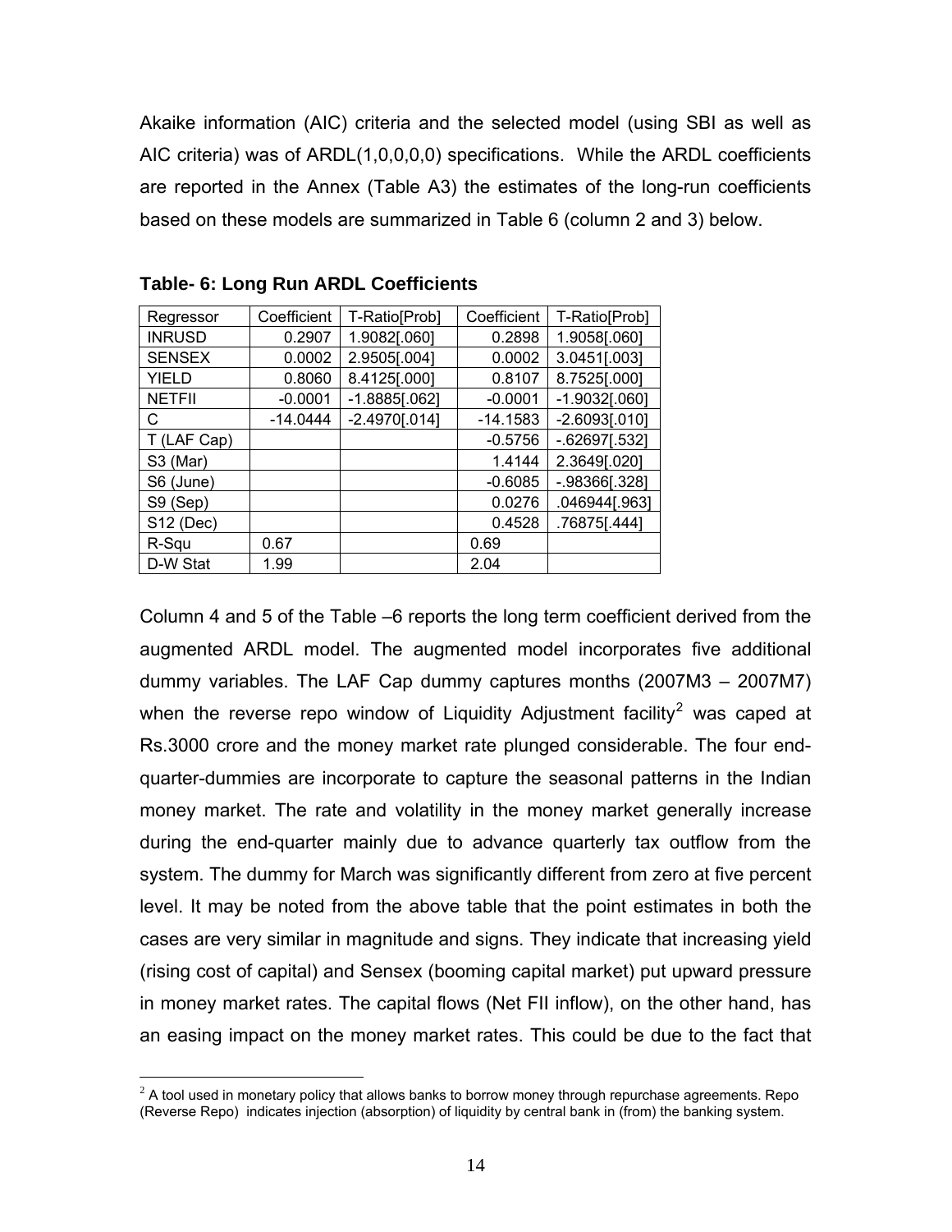Akaike information (AIC) criteria and the selected model (using SBI as well as AIC criteria) was of ARDL(1,0,0,0,0) specifications. While the ARDL coefficients are reported in the Annex (Table A3) the estimates of the long-run coefficients based on these models are summarized in Table 6 (column 2 and 3) below.

**Table- 6: Long Run ARDL Coefficients**

| Regressor | Coefficient | T-Ratio[Prob] | Coefficient | T-Ratio[Prob] |
|---|---|---|---|---|
| INRUSD | 0.2907 | 1.9082[.060] | 0.2898 | 1.9058[.060] |
| SENSEX | 0.0002 | 2.9505[.004] | 0.0002 | 3.0451[.003] |
| YIELD | 0.8060 | 8.4125[.000] | 0.8107 | 8.7525[.000] |
| NETFII | -0.0001 | -1.8885[.062] | -0.0001 | -1.9032[.060] |
| C | -14.0444 | -2.4970[.014] | -14.1583 | -2.6093[.010] |
| T (LAF Cap) | | | -0.5756 | -.62697[.532] |
| S3 (Mar) | | | 1.4144 | 2.3649[.020] |
| S6 (June) | | | -0.6085 | -.98366[.328] |
| S9 (Sep) | | | 0.0276 | .046944[.963] |
| S12 (Dec) | | | 0.4528 | .76875[.444] |
| R-Squ | 0.67 | | 0.69 | |
| D-W Stat | 1.99 | | 2.04 | |

Column 4 and 5 of the Table –6 reports the long term coefficient derived from the augmented ARDL model. The augmented model incorporates five additional dummy variables. The LAF Cap dummy captures months (2007M3 – 2007M7) when the reverse repo window of Liquidity Adjustment facility[2] was caped at Rs.3000 crore and the money market rate plunged considerable. The four end-quarter-dummies are incorporate to capture the seasonal patterns in the Indian money market. The rate and volatility in the money market generally increase during the end-quarter mainly due to advance quarterly tax outflow from the system. The dummy for March was significantly different from zero at five percent level. It may be noted from the above table that the point estimates in both the cases are very similar in magnitude and signs. They indicate that increasing yield (rising cost of capital) and Sensex (booming capital market) put upward pressure in money market rates. The capital flows (Net FII inflow), on the other hand, has an easing impact on the money market rates. This could be due to the fact that

[2] A tool used in monetary policy that allows banks to borrow money through repurchase agreements. Repo (Reverse Repo) indicates injection (absorption) of liquidity by central bank in (from) the banking system.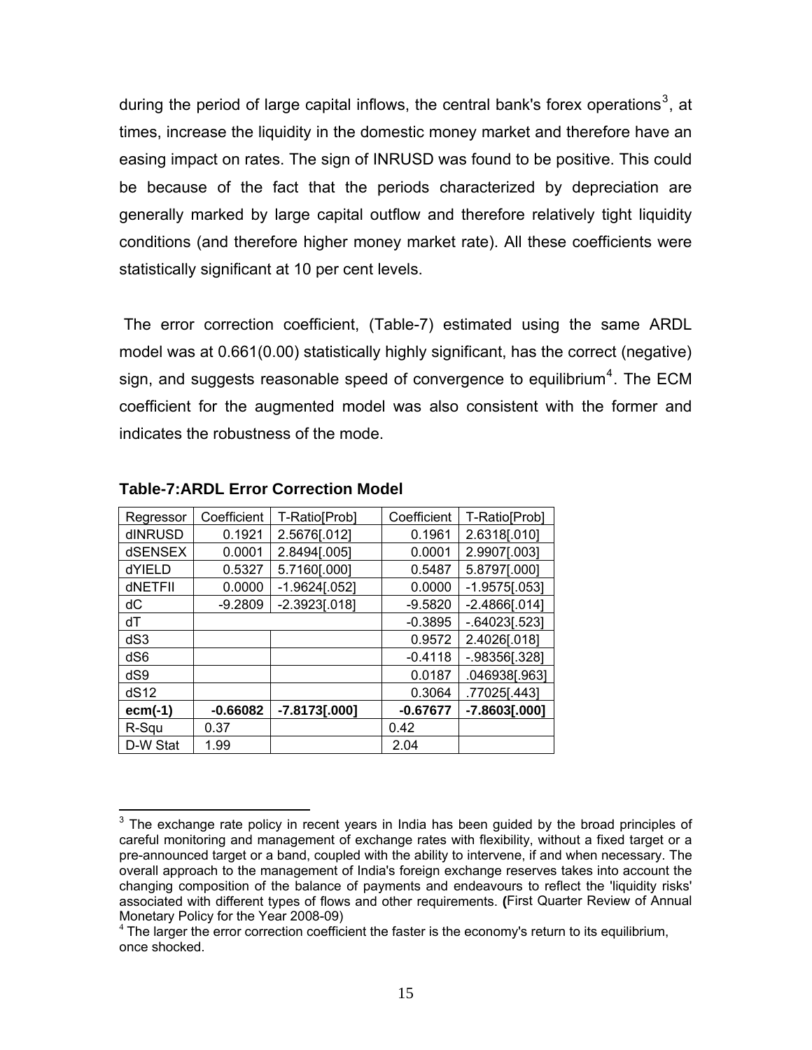during the period of large capital inflows, the central bank's forex operations[3], at times, increase the liquidity in the domestic money market and therefore have an easing impact on rates. The sign of INRUSD was found to be positive. This could be because of the fact that the periods characterized by depreciation are generally marked by large capital outflow and therefore relatively tight liquidity conditions (and therefore higher money market rate). All these coefficients were statistically significant at 10 per cent levels.

The error correction coefficient, (Table-7) estimated using the same ARDL model was at 0.661(0.00) statistically highly significant, has the correct (negative) sign, and suggests reasonable speed of convergence to equilibrium[4]. The ECM coefficient for the augmented model was also consistent with the former and indicates the robustness of the mode.

**Table-7:ARDL Error Correction Model**

| Regressor | Coefficient | T-Ratio[Prob] | Coefficient | T-Ratio[Prob] |
|---|---|---|---|---|
| dINRUSD | 0.1921 | 2.5676[.012] | 0.1961 | 2.6318[.010] |
| dSENSEX | 0.0001 | 2.8494[.005] | 0.0001 | 2.9907[.003] |
| dYIELD | 0.5327 | 5.7160[.000] | 0.5487 | 5.8797[.000] |
| dNETFII | 0.0000 | -1.9624[.052] | 0.0000 | -1.9575[.053] |
| dC | -9.2809 | -2.3923[.018] | -9.5820 | -2.4866[.014] |
| dT | | | -0.3895 | -.64023[.523] |
| dS3 | | | 0.9572 | 2.4026[.018] |
| dS6 | | | -0.4118 | -.98356[.328] |
| dS9 | | | 0.0187 | .046938[.963] |
| dS12 | | | 0.3064 | .77025[.443] |
| **ecm(-1)** | **-0.66082** | **-7.8173[.000]** | **-0.67677** | **-7.8603[.000]** |
| R-Squ | 0.37 | | 0.42 | |
| D-W Stat | 1.99 | | 2.04 | |

---

[3] The exchange rate policy in recent years in India has been guided by the broad principles of careful monitoring and management of exchange rates with flexibility, without a fixed target or a pre-announced target or a band, coupled with the ability to intervene, if and when necessary. The overall approach to the management of India's foreign exchange reserves takes into account the changing composition of the balance of payments and endeavours to reflect the 'liquidity risks' associated with different types of flows and other requirements. **(**First Quarter Review of Annual Monetary Policy for the Year 2008-09)

[4] The larger the error correction coefficient the faster is the economy's return to its equilibrium, once shocked.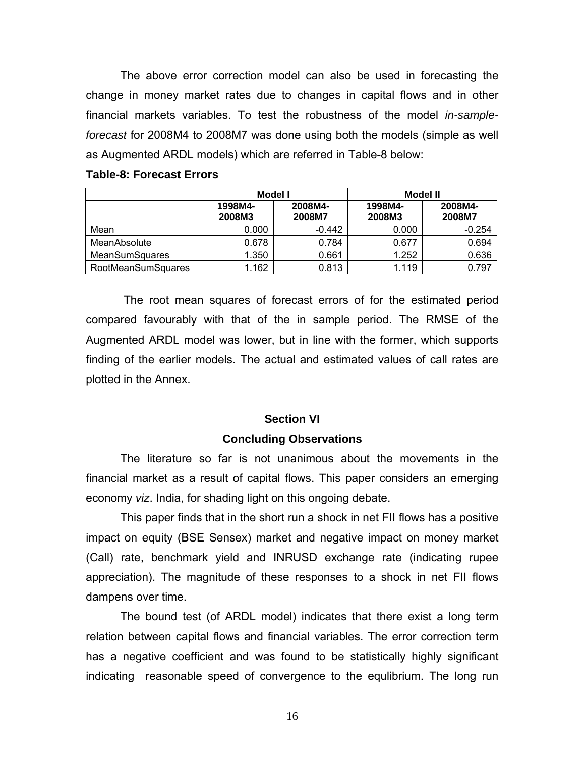The above error correction model can also be used in forecasting the change in money market rates due to changes in capital flows and in other financial markets variables. To test the robustness of the model *in-sample-forecast* for 2008M4 to 2008M7 was done using both the models (simple as well as Augmented ARDL models) which are referred in Table-8 below:

**Table-8: Forecast Errors**

| | Model I | | Model II | |
|---|---|---|---|---|
| | 1998M4-2008M3 | 2008M4-2008M7 | 1998M4-2008M3 | 2008M4-2008M7 |
| Mean | 0.000 | -0.442 | 0.000 | -0.254 |
| MeanAbsolute | 0.678 | 0.784 | 0.677 | 0.694 |
| MeanSumSquares | 1.350 | 0.661 | 1.252 | 0.636 |
| RootMeanSumSquares | 1.162 | 0.813 | 1.119 | 0.797 |

The root mean squares of forecast errors of for the estimated period compared favourably with that of the in sample period. The RMSE of the Augmented ARDL model was lower, but in line with the former, which supports finding of the earlier models. The actual and estimated values of call rates are plotted in the Annex.

## Section VI

## Concluding Observations

The literature so far is not unanimous about the movements in the financial market as a result of capital flows. This paper considers an emerging economy *viz*. India, for shading light on this ongoing debate.

This paper finds that in the short run a shock in net FII flows has a positive impact on equity (BSE Sensex) market and negative impact on money market (Call) rate, benchmark yield and INRUSD exchange rate (indicating rupee appreciation). The magnitude of these responses to a shock in net FII flows dampens over time.

The bound test (of ARDL model) indicates that there exist a long term relation between capital flows and financial variables. The error correction term has a negative coefficient and was found to be statistically highly significant indicating reasonable speed of convergence to the equlibrium. The long run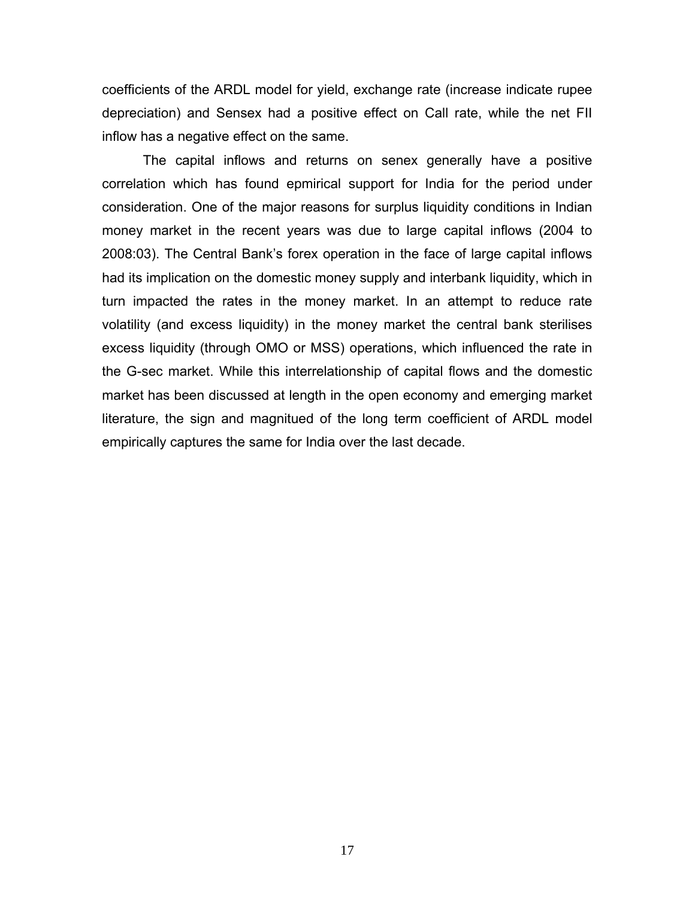coefficients of the ARDL model for yield, exchange rate (increase indicate rupee depreciation) and Sensex had a positive effect on Call rate, while the net FII inflow has a negative effect on the same.

The capital inflows and returns on senex generally have a positive correlation which has found epmirical support for India for the period under consideration. One of the major reasons for surplus liquidity conditions in Indian money market in the recent years was due to large capital inflows (2004 to 2008:03). The Central Bank's forex operation in the face of large capital inflows had its implication on the domestic money supply and interbank liquidity, which in turn impacted the rates in the money market. In an attempt to reduce rate volatility (and excess liquidity) in the money market the central bank sterilises excess liquidity (through OMO or MSS) operations, which influenced the rate in the G-sec market. While this interrelationship of capital flows and the domestic market has been discussed at length in the open economy and emerging market literature, the sign and magnitued of the long term coefficient of ARDL model empirically captures the same for India over the last decade.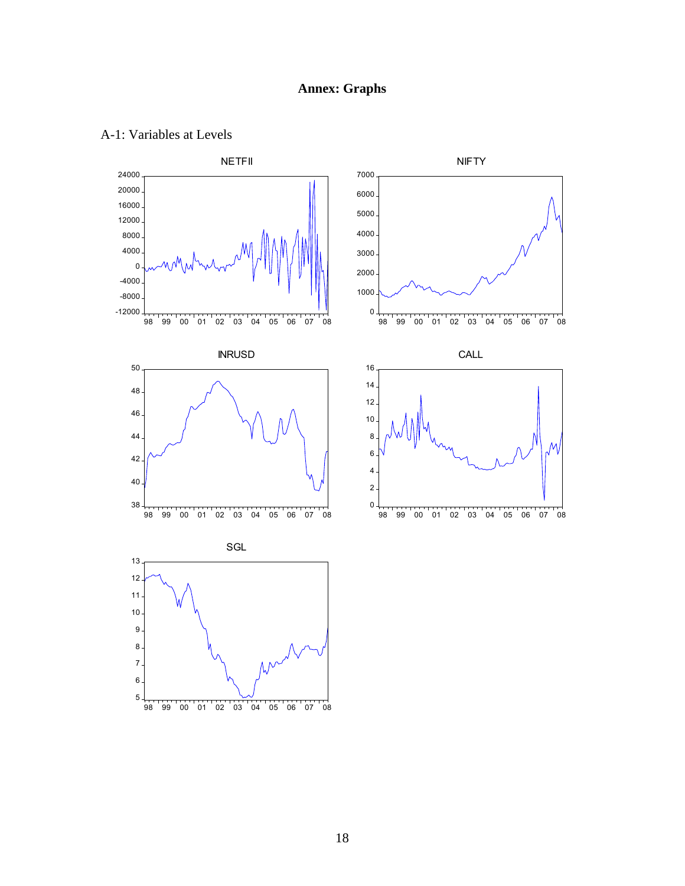# Annex: Graphs

A-1: Variables at Levels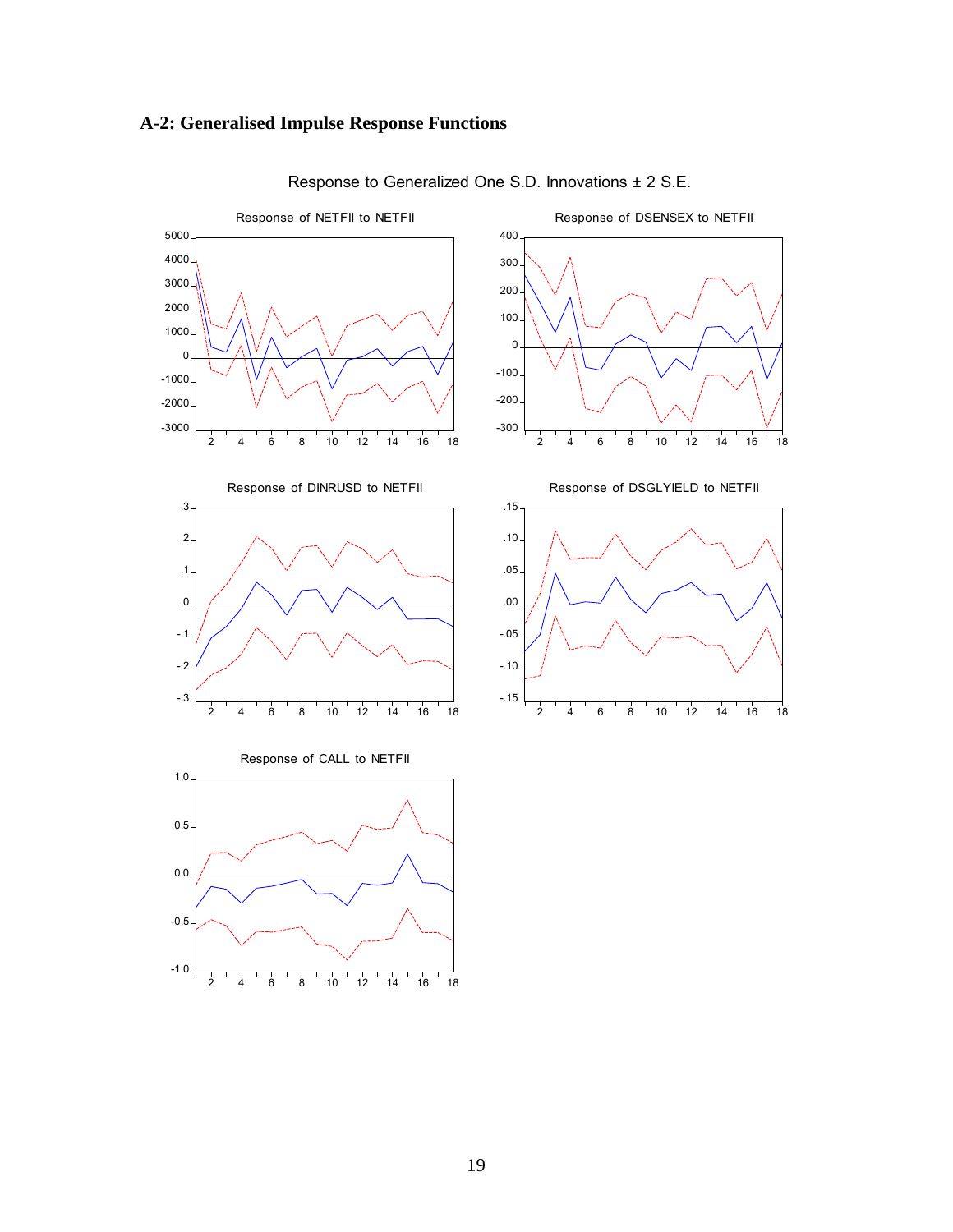## A-2: Generalised Impulse Response Functions

Response to Generalized One S.D. Innovations ± 2 S.E.

Response of NETFII to NETFII

Response of DSENSEX to NETFII

Response of DINRUSD to NETFII

Response of DSGLYIELD to NETFII

Response of CALL to NETFII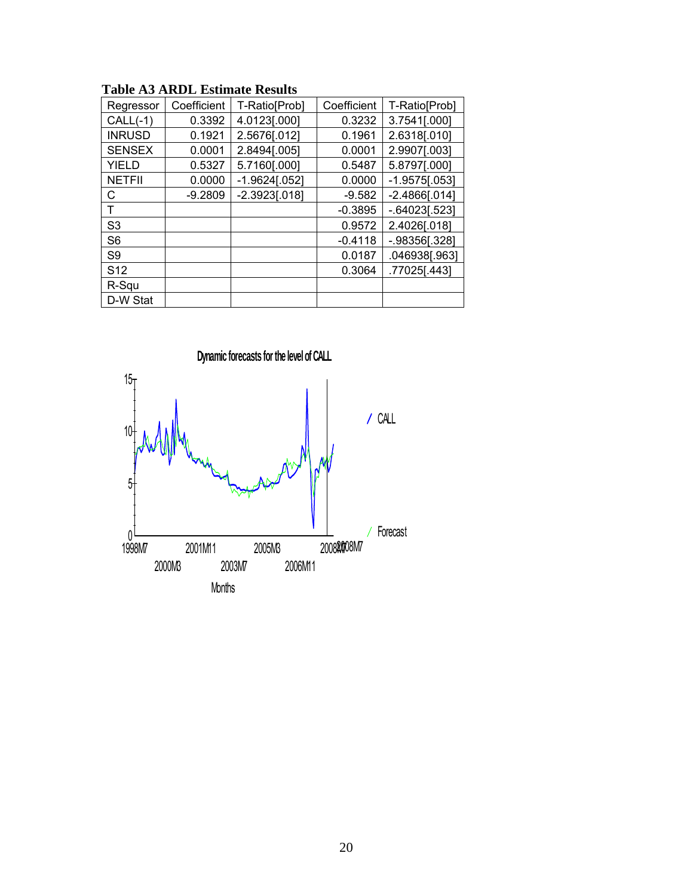**Table A3 ARDL Estimate Results**

| Regressor | Coefficient | T-Ratio[Prob] | Coefficient | T-Ratio[Prob] |
|---|---|---|---|---|
| CALL(-1) | 0.3392 | 4.0123[.000] | 0.3232 | 3.7541[.000] |
| INRUSD | 0.1921 | 2.5676[.012] | 0.1961 | 2.6318[.010] |
| SENSEX | 0.0001 | 2.8494[.005] | 0.0001 | 2.9907[.003] |
| YIELD | 0.5327 | 5.7160[.000] | 0.5487 | 5.8797[.000] |
| NETFII | 0.0000 | -1.9624[.052] | 0.0000 | -1.9575[.053] |
| C | -9.2809 | -2.3923[.018] | -9.582 | -2.4866[.014] |
| T | | | -0.3895 | -.64023[.523] |
| S3 | | | 0.9572 | 2.4026[.018] |
| S6 | | | -0.4118 | -.98356[.328] |
| S9 | | | 0.0187 | .046938[.963] |
| S12 | | | 0.3064 | .77025[.443] |
| R-Squ | | | | |
| D-W Stat | | | | |

Dynamic forecasts for the level of CALL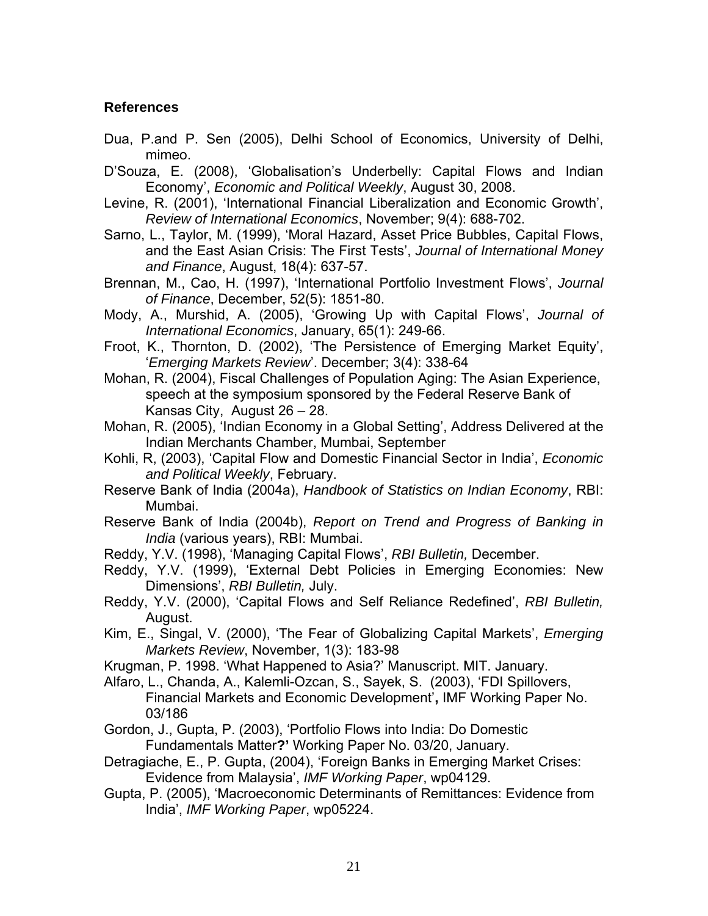### References

Dua, P.and P. Sen (2005), Delhi School of Economics, University of Delhi, mimeo.

D'Souza, E. (2008), 'Globalisation's Underbelly: Capital Flows and Indian Economy', *Economic and Political Weekly*, August 30, 2008.

Levine, R. (2001), 'International Financial Liberalization and Economic Growth', *Review of International Economics*, November; 9(4): 688-702.

Sarno, L., Taylor, M. (1999), 'Moral Hazard, Asset Price Bubbles, Capital Flows, and the East Asian Crisis: The First Tests', *Journal of International Money and Finance*, August, 18(4): 637-57.

Brennan, M., Cao, H. (1997), 'International Portfolio Investment Flows', *Journal of Finance*, December, 52(5): 1851-80.

Mody, A., Murshid, A. (2005), 'Growing Up with Capital Flows', *Journal of International Economics*, January, 65(1): 249-66.

Froot, K., Thornton, D. (2002), 'The Persistence of Emerging Market Equity', '*Emerging Markets Review*'. December; 3(4): 338-64

Mohan, R. (2004), Fiscal Challenges of Population Aging: The Asian Experience, speech at the symposium sponsored by the Federal Reserve Bank of Kansas City, August 26 – 28.

Mohan, R. (2005), 'Indian Economy in a Global Setting', Address Delivered at the Indian Merchants Chamber, Mumbai, September

Kohli, R, (2003), 'Capital Flow and Domestic Financial Sector in India', *Economic and Political Weekly*, February.

Reserve Bank of India (2004a), *Handbook of Statistics on Indian Economy*, RBI: Mumbai.

Reserve Bank of India (2004b), *Report on Trend and Progress of Banking in India* (various years), RBI: Mumbai.

Reddy, Y.V. (1998), 'Managing Capital Flows', *RBI Bulletin,* December.

Reddy, Y.V. (1999), 'External Debt Policies in Emerging Economies: New Dimensions', *RBI Bulletin,* July.

Reddy, Y.V. (2000), 'Capital Flows and Self Reliance Redefined', *RBI Bulletin,* August.

Kim, E., Singal, V. (2000), 'The Fear of Globalizing Capital Markets', *Emerging Markets Review*, November, 1(3): 183-98

Krugman, P. 1998. 'What Happened to Asia?' Manuscript. MIT. January.

Alfaro, L., Chanda, A., Kalemli-Ozcan, S., Sayek, S. (2003), 'FDI Spillovers, Financial Markets and Economic Development'**,** IMF Working Paper No. 03/186

Gordon, J., Gupta, P. (2003), 'Portfolio Flows into India: Do Domestic Fundamentals Matter**?'** Working Paper No. 03/20, January.

Detragiache, E., P. Gupta, (2004), 'Foreign Banks in Emerging Market Crises: Evidence from Malaysia', *IMF Working Paper*, wp04129.

Gupta, P. (2005), 'Macroeconomic Determinants of Remittances: Evidence from India', *IMF Working Paper*, wp05224.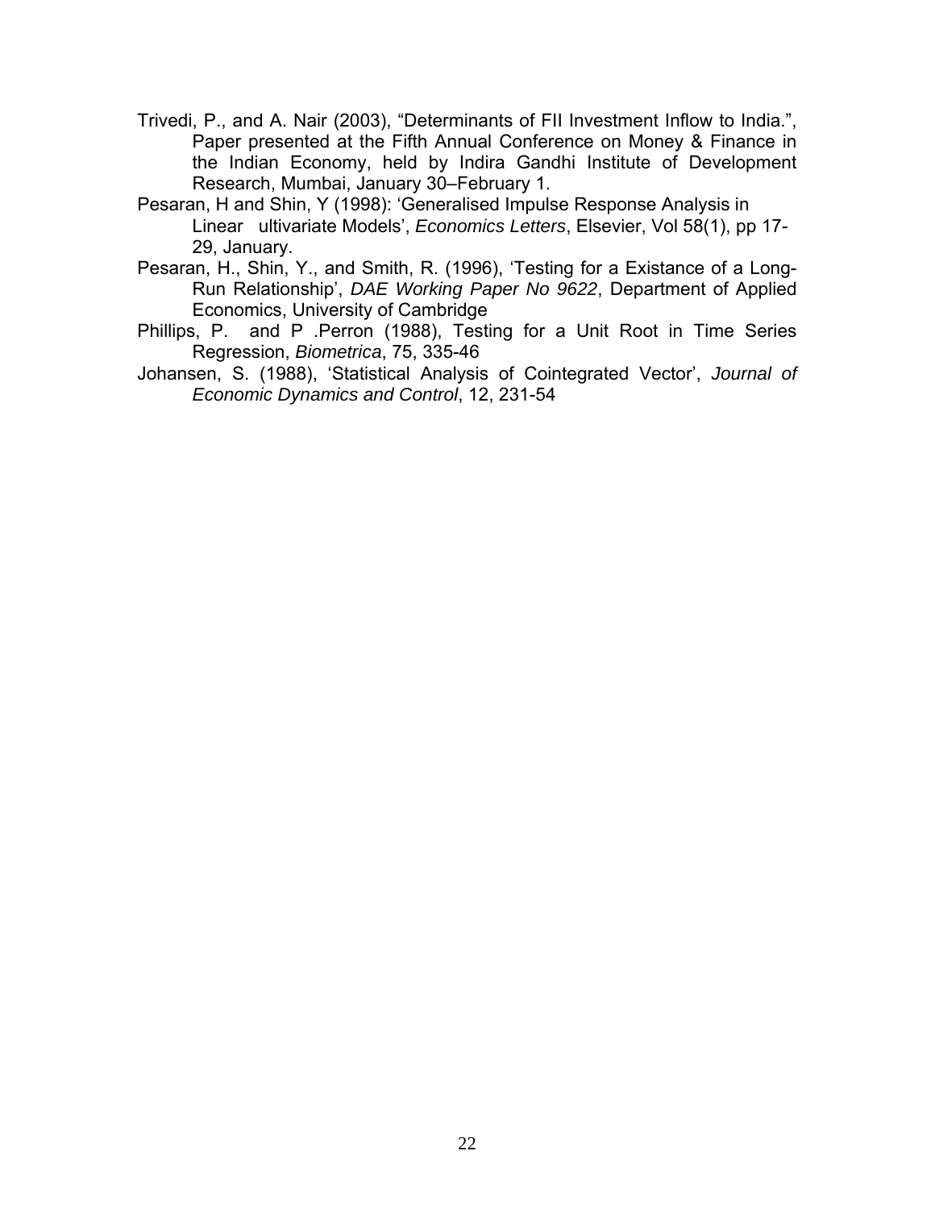Trivedi, P., and A. Nair (2003), "Determinants of FII Investment Inflow to India.", Paper presented at the Fifth Annual Conference on Money & Finance in the Indian Economy, held by Indira Gandhi Institute of Development Research, Mumbai, January 30–February 1.

Pesaran, H and Shin, Y (1998): 'Generalised Impulse Response Analysis in Linear ultivariate Models', *Economics Letters*, Elsevier, Vol 58(1), pp 17-29, January.

Pesaran, H., Shin, Y., and Smith, R. (1996), 'Testing for a Existance of a Long-Run Relationship', *DAE Working Paper No 9622*, Department of Applied Economics, University of Cambridge

Phillips, P. and P .Perron (1988), Testing for a Unit Root in Time Series Regression, *Biometrica*, 75, 335-46

Johansen, S. (1988), 'Statistical Analysis of Cointegrated Vector', *Journal of Economic Dynamics and Control*, 12, 231-54